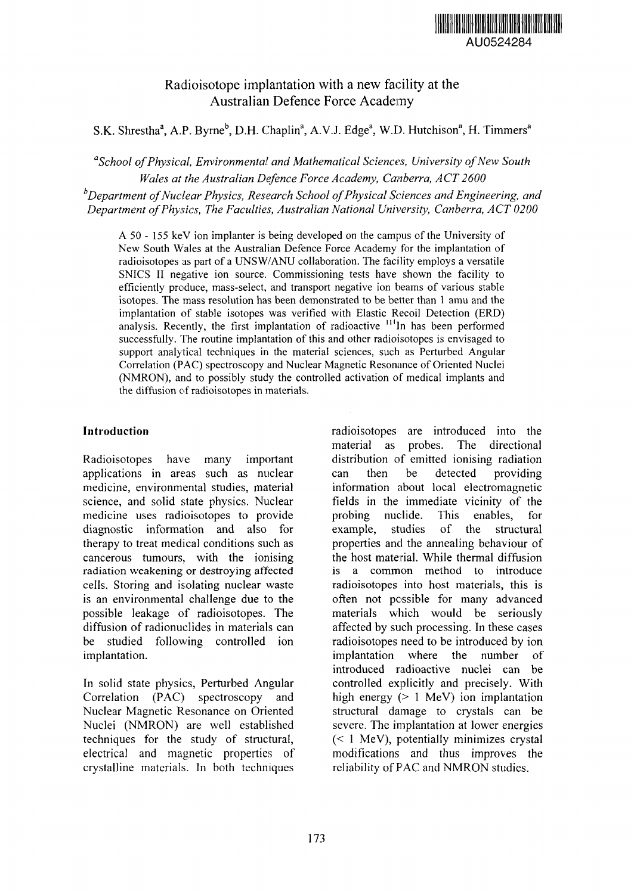AU0524284

# Radioisotope implantation with a new facility at the Australian Defence Force Academy

S.K. Shrestha[a], A.P. Byrne[b], D.H. Chaplin[a], A.V.J. Edge[a], W.D. Hutchison[a], H. Timmers[a]

[a] *School of Physical, Environmental and Mathematical Sciences, University of New South Wales at the Australian Defence Force Academy, Canberra, ACT 2600*

[b] *Department of Nuclear Physics, Research School of Physical Sciences and Engineering, and Department of Physics, The Faculties, Australian National University, Canberra, ACT 0200*

A 50 - 155 keV ion implanter is being developed on the campus of the University of New South Wales at the Australian Defence Force Academy for the implantation of radioisotopes as part of a UNSW/ANU collaboration. The facility employs a versatile SNICS II negative ion source. Commissioning tests have shown the facility to efficiently produce, mass-select, and transport negative ion beams of various stable isotopes. The mass resolution has been demonstrated to be better than 1 amu and the implantation of stable isotopes was verified with Elastic Recoil Detection (ERD) analysis. Recently, the first implantation of radioactive $^{111}$In has been performed successfully. The routine implantation of this and other radioisotopes is envisaged to support analytical techniques in the material sciences, such as Perturbed Angular Correlation (PAC) spectroscopy and Nuclear Magnetic Resonance of Oriented Nuclei (NMRON), and to possibly study the controlled activation of medical implants and the diffusion of radioisotopes in materials.

## Introduction

Radioisotopes have many important applications in areas such as nuclear medicine, environmental studies, material science, and solid state physics. Nuclear medicine uses radioisotopes to provide diagnostic information and also for therapy to treat medical conditions such as cancerous tumours, with the ionising radiation weakening or destroying affected cells. Storing and isolating nuclear waste is an environmental challenge due to the possible leakage of radioisotopes. The diffusion of radionuclides in materials can be studied following controlled ion implantation.

In solid state physics, Perturbed Angular Correlation (PAC) spectroscopy and Nuclear Magnetic Resonance on Oriented Nuclei (NMRON) are well established techniques for the study of structural, electrical and magnetic properties of crystalline materials. In both techniques radioisotopes are introduced into the material as probes. The directional distribution of emitted ionising radiation can then be detected providing information about local electromagnetic fields in the immediate vicinity of the probing nuclide. This enables, for example, studies of the structural properties and the annealing behaviour of the host material. While thermal diffusion is a common method to introduce radioisotopes into host materials, this is often not possible for many advanced materials which would be seriously affected by such processing. In these cases radioisotopes need to be introduced by ion implantation where the number of introduced radioactive nuclei can be controlled explicitly and precisely. With high energy (> 1 MeV) ion implantation structural damage to crystals can be severe. The implantation at lower energies (< 1 MeV), potentially minimizes crystal modifications and thus improves the reliability of PAC and NMRON studies.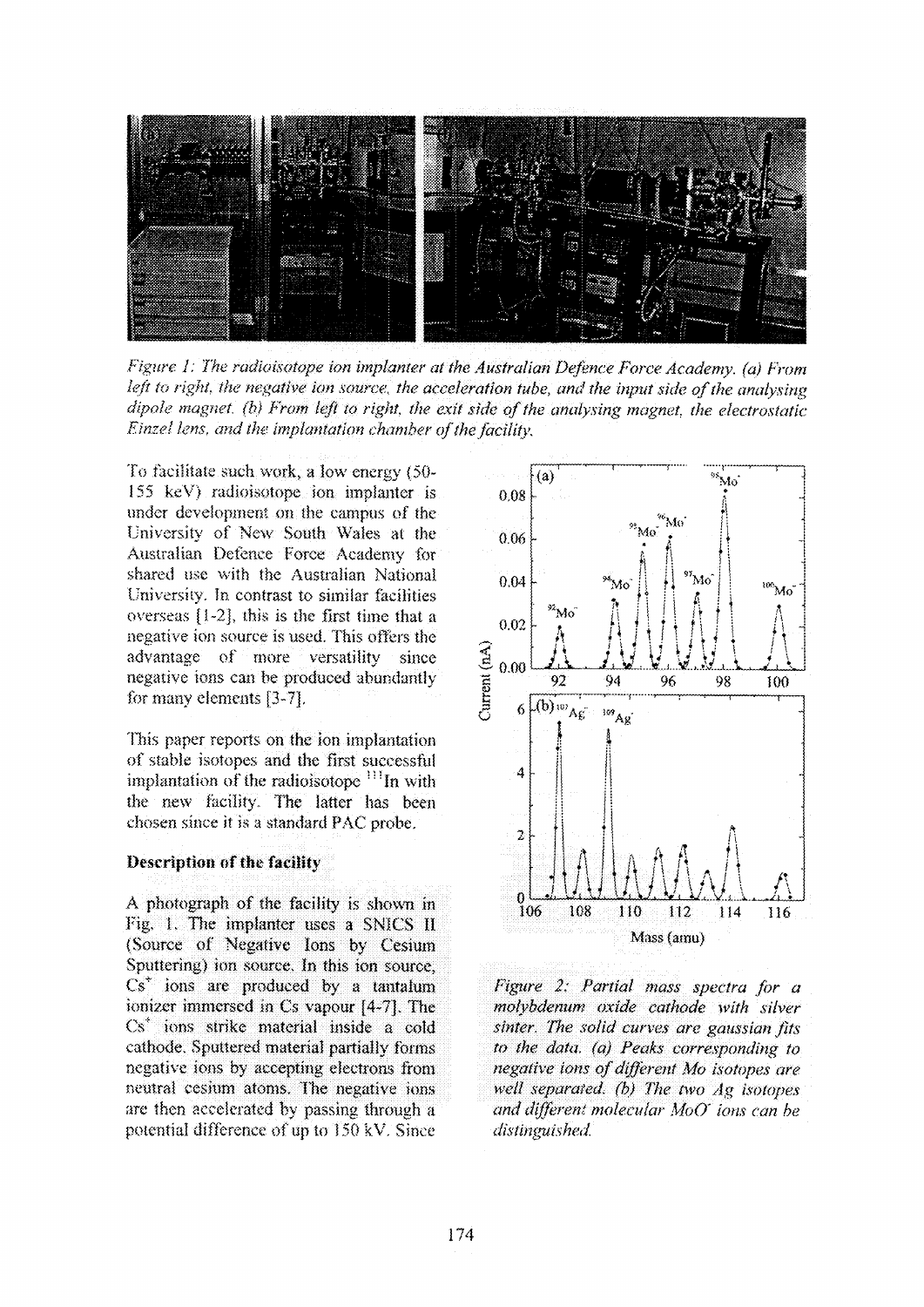*Figure 1: The radioisotope ion implanter at the Australian Defence Force Academy. (a) From left to right, the negative ion source, the acceleration tube, and the input side of the analysing dipole magnet. (b) From left to right, the exit side of the analysing magnet, the electrostatic Einzel lens, and the implantation chamber of the facility.*

To facilitate such work, a low energy (50-155 keV) radioisotope ion implanter is under development on the campus of the University of New South Wales at the Australian Defence Force Academy for shared use with the Australian National University. In contrast to similar facilities overseas [1-2], this is the first time that a negative ion source is used. This offers the advantage of more versatility since negative ions can be produced abundantly for many elements [3-7].

This paper reports on the ion implantation of stable isotopes and the first successful implantation of the radioisotope $^{111}$In with the new facility. The latter has been chosen since it is a standard PAC probe.

## Description of the facility

A photograph of the facility is shown in Fig. 1. The implanter uses a SNICS II (Source of Negative Ions by Cesium Sputtering) ion source. In this ion source, $Cs^+$ ions are produced by a tantalum ionizer immersed in Cs vapour [4-7]. The $Cs^+$ ions strike material inside a cold cathode. Sputtered material partially forms negative ions by accepting electrons from neutral cesium atoms. The negative ions are then accelerated by passing through a potential difference of up to 150 kV. Since

*Figure 2: Partial mass spectra for a molybdenum oxide cathode with silver sinter. The solid curves are gaussian fits to the data. (a) Peaks corresponding to negative ions of different Mo isotopes are well separated. (b) The two Ag isotopes and different molecular $MoO^-$ ions can be distinguished.*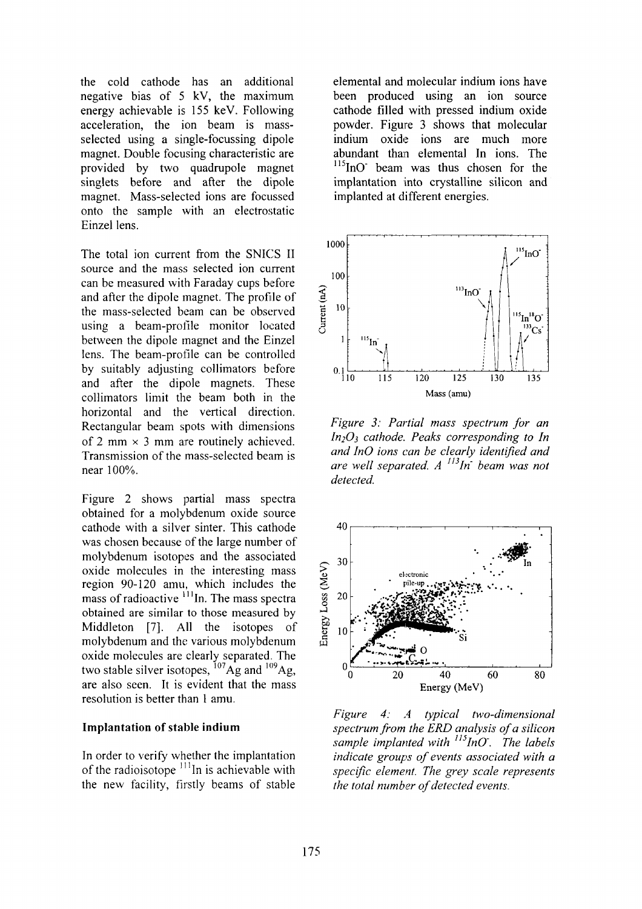the cold cathode has an additional negative bias of 5 kV, the maximum energy achievable is 155 keV. Following acceleration, the ion beam is mass-selected using a single-focussing dipole magnet. Double focusing characteristic are provided by two quadrupole magnet singlets before and after the dipole magnet. Mass-selected ions are focussed onto the sample with an electrostatic Einzel lens.

The total ion current from the SNICS II source and the mass selected ion current can be measured with Faraday cups before and after the dipole magnet. The profile of the mass-selected beam can be observed using a beam-profile monitor located between the dipole magnet and the Einzel lens. The beam-profile can be controlled by suitably adjusting collimators before and after the dipole magnets. These collimators limit the beam both in the horizontal and the vertical direction. Rectangular beam spots with dimensions of 2 mm × 3 mm are routinely achieved. Transmission of the mass-selected beam is near 100%.

Figure 2 shows partial mass spectra obtained for a molybdenum oxide source cathode with a silver sinter. This cathode was chosen because of the large number of molybdenum isotopes and the associated oxide molecules in the interesting mass region 90-120 amu, which includes the mass of radioactive $^{111}$In. The mass spectra obtained are similar to those measured by Middleton [7]. All the isotopes of molybdenum and the various molybdenum oxide molecules are clearly separated. The two stable silver isotopes, $^{107}$Ag and $^{109}$Ag, are also seen. It is evident that the mass resolution is better than 1 amu.

## Implantation of stable indium

In order to verify whether the implantation of the radioisotope $^{111}$In is achievable with the new facility, firstly beams of stable elemental and molecular indium ions have been produced using an ion source cathode filled with pressed indium oxide powder. Figure 3 shows that molecular indium oxide ions are much more abundant than elemental In ions. The $^{115}$InO$^-$ beam was thus chosen for the implantation into crystalline silicon and implanted at different energies.

*Figure 3: Partial mass spectrum for an $In_2O_3$ cathode. Peaks corresponding to In and InO ions can be clearly identified and are well separated. A $^{113}In^-$ beam was not detected.*

*Figure 4: A typical two-dimensional spectrum from the ERD analysis of a silicon sample implanted with $^{115}InO^-$. The labels indicate groups of events associated with a specific element. The grey scale represents the total number of detected events.*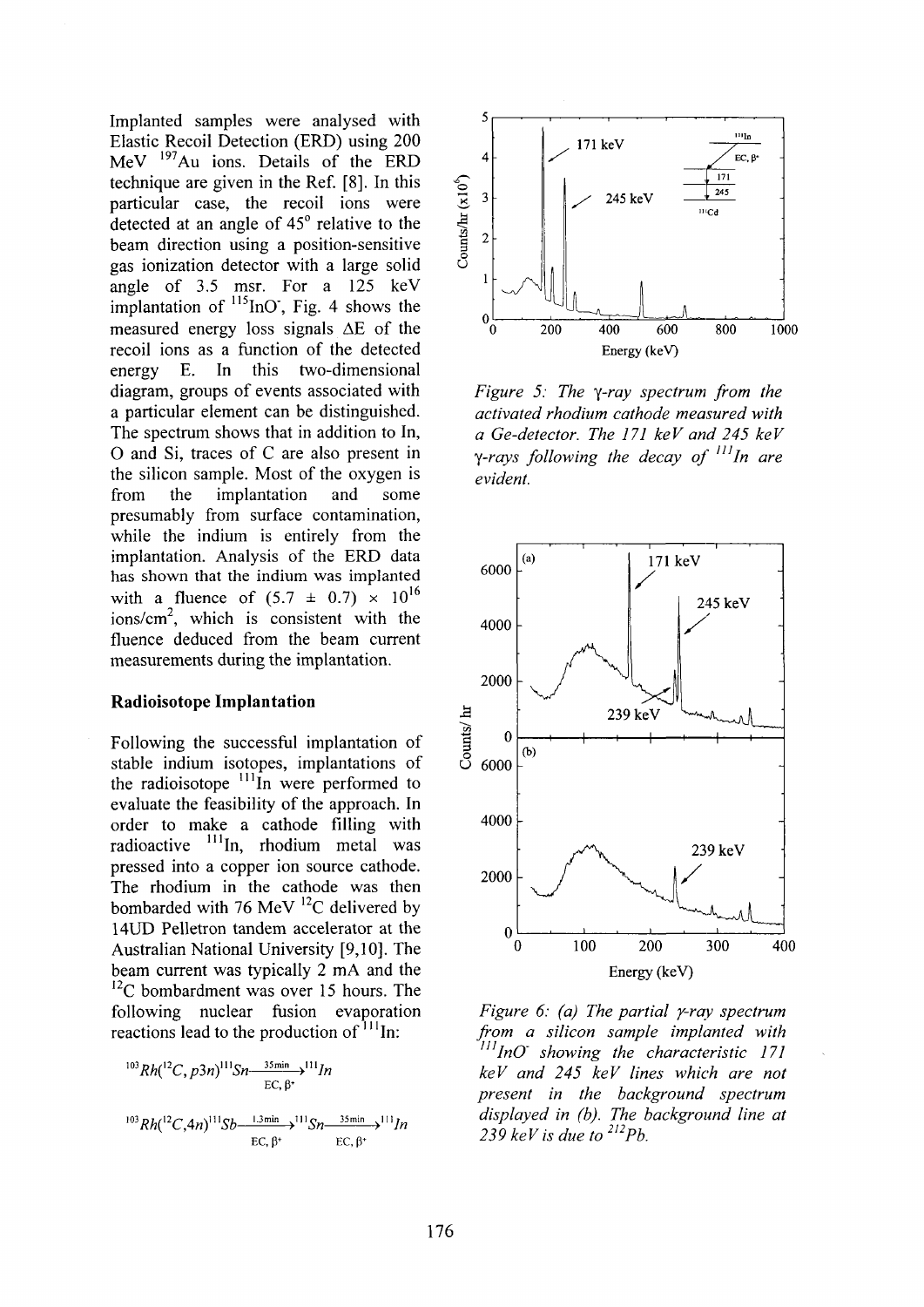Implanted samples were analysed with Elastic Recoil Detection (ERD) using 200 MeV $^{197}$Au ions. Details of the ERD technique are given in the Ref. [8]. In this particular case, the recoil ions were detected at an angle of 45° relative to the beam direction using a position-sensitive gas ionization detector with a large solid angle of 3.5 msr. For a 125 keV implantation of $^{115}$InO$^-$, Fig. 4 shows the measured energy loss signals $\Delta E$ of the recoil ions as a function of the detected energy E. In this two-dimensional diagram, groups of events associated with a particular element can be distinguished. The spectrum shows that in addition to In, O and Si, traces of C are also present in the silicon sample. Most of the oxygen is from the implantation and some presumably from surface contamination, while the indium is entirely from the implantation. Analysis of the ERD data has shown that the indium was implanted with a fluence of $(5.7 \pm 0.7) \times 10^{16}$ ions/cm$^2$, which is consistent with the fluence deduced from the beam current measurements during the implantation.

## Radioisotope Implantation

Following the successful implantation of stable indium isotopes, implantations of the radioisotope $^{111}$In were performed to evaluate the feasibility of the approach. In order to make a cathode filling with radioactive $^{111}$In, rhodium metal was pressed into a copper ion source cathode. The rhodium in the cathode was then bombarded with 76 MeV $^{12}$C delivered by 14UD Pelletron tandem accelerator at the Australian National University [9,10]. The beam current was typically 2 mA and the $^{12}$C bombardment was over 15 hours. The following nuclear fusion evaporation reactions lead to the production of $^{111}$In:

$$^{103}Rh(^{12}C,p3n)^{111}Sn \xrightarrow[\text{EC},\,\beta^+]{35\text{min}} {}^{111}In$$

$$^{103}Rh(^{12}C,4n)^{111}Sb \xrightarrow[\text{EC},\,\beta^+]{1.3\text{min}} {}^{111}Sn \xrightarrow[\text{EC},\,\beta^+]{35\text{min}} {}^{111}In$$

*Figure 5: The γ-ray spectrum from the activated rhodium cathode measured with a Ge-detector. The 171 keV and 245 keV γ-rays following the decay of $^{111}$In are evident.*

*Figure 6: (a) The partial γ-ray spectrum from a silicon sample implanted with $^{111}$InO$^-$ showing the characteristic 171 keV and 245 keV lines which are not present in the background spectrum displayed in (b). The background line at 239 keV is due to $^{212}$Pb.*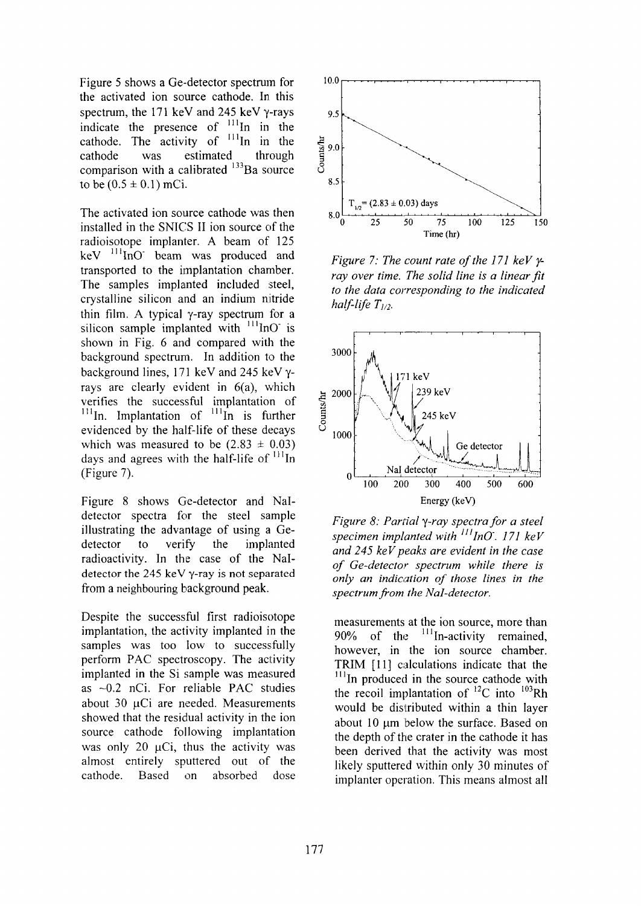Figure 5 shows a Ge-detector spectrum for the activated ion source cathode. In this spectrum, the 171 keV and 245 keV γ-rays indicate the presence of $^{111}In$ in the cathode. The activity of $^{111}In$ in the cathode was estimated through comparison with a calibrated $^{133}Ba$ source to be (0.5 ± 0.1) mCi.

The activated ion source cathode was then installed in the SNICS II ion source of the radioisotope implanter. A beam of 125 keV $^{111}InO^-$ beam was produced and transported to the implantation chamber. The samples implanted included steel, crystalline silicon and an indium nitride thin film. A typical γ-ray spectrum for a silicon sample implanted with $^{111}InO^-$ is shown in Fig. 6 and compared with the background spectrum. In addition to the background lines, 171 keV and 245 keV γ-rays are clearly evident in 6(a), which verifies the successful implantation of $^{111}In$. Implantation of $^{111}In$ is further evidenced by the half-life of these decays which was measured to be (2.83 ± 0.03) days and agrees with the half-life of $^{111}In$ (Figure 7).

Figure 8 shows Ge-detector and NaI-detector spectra for the steel sample illustrating the advantage of using a Ge-detector to verify the implanted radioactivity. In the case of the NaI-detector the 245 keV γ-ray is not separated from a neighbouring background peak.

Despite the successful first radioisotope implantation, the activity implanted in the samples was too low to successfully perform PAC spectroscopy. The activity implanted in the Si sample was measured as ~0.2 nCi. For reliable PAC studies about 30 μCi are needed. Measurements showed that the residual activity in the ion source cathode following implantation was only 20 μCi, thus the activity was almost entirely sputtered out of the cathode. Based on absorbed dose measurements at the ion source, more than 90% of the $^{111}In$-activity remained, however, in the ion source chamber. TRIM [11] calculations indicate that the $^{111}In$ produced in the source cathode with the recoil implantation of $^{12}C$ into $^{103}Rh$ would be distributed within a thin layer about 10 μm below the surface. Based on the depth of the crater in the cathode it has been derived that the activity was most likely sputtered within only 30 minutes of implanter operation. This means almost all

*Figure 7: The count rate of the 171 keV γ-ray over time. The solid line is a linear fit to the data corresponding to the indicated half-life $T_{1/2}$.*

*Figure 8: Partial γ-ray spectra for a steel specimen implanted with $^{111}InO^-$. 171 keV and 245 keV peaks are evident in the case of Ge-detector spectrum while there is only an indication of those lines in the spectrum from the NaI-detector.*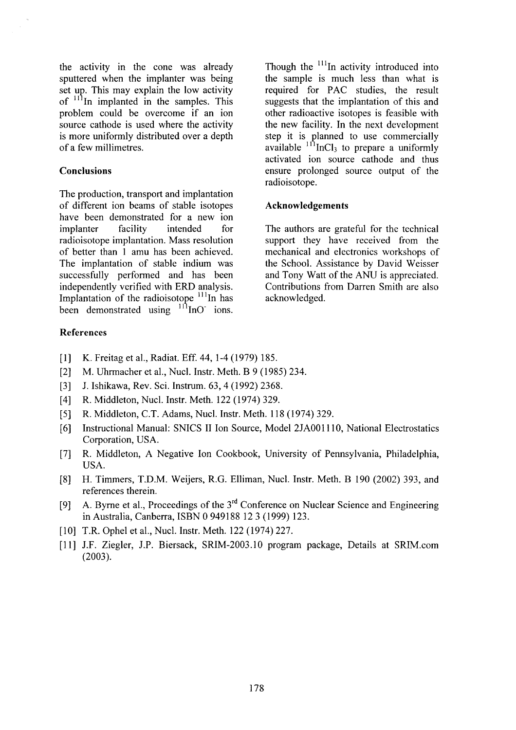the activity in the cone was already sputtered when the implanter was being set up. This may explain the low activity of $^{111}$In implanted in the samples. This problem could be overcome if an ion source cathode is used where the activity is more uniformly distributed over a depth of a few millimetres.

## Conclusions

The production, transport and implantation of different ion beams of stable isotopes have been demonstrated for a new ion implanter facility intended for radioisotope implantation. Mass resolution of better than 1 amu has been achieved. The implantation of stable indium was successfully performed and has been independently verified with ERD analysis. Implantation of the radioisotope $^{111}$In has been demonstrated using $^{111}$InO$^-$ ions. Though the $^{111}$In activity introduced into the sample is much less than what is required for PAC studies, the result suggests that the implantation of this and other radioactive isotopes is feasible with the new facility. In the next development step it is planned to use commercially available $^{111}InCl_3$ to prepare a uniformly activated ion source cathode and thus ensure prolonged source output of the radioisotope.

## Acknowledgements

The authors are grateful for the technical support they have received from the mechanical and electronics workshops of the School. Assistance by David Weisser and Tony Watt of the ANU is appreciated. Contributions from Darren Smith are also acknowledged.

## References

[1] K. Freitag et al., Radiat. Eff. 44, 1-4 (1979) 185.

[2] M. Uhrmacher et al., Nucl. Instr. Meth. B 9 (1985) 234.

[3] J. Ishikawa, Rev. Sci. Instrum. 63, 4 (1992) 2368.

[4] R. Middleton, Nucl. Instr. Meth. 122 (1974) 329.

[5] R. Middleton, C.T. Adams, Nucl. Instr. Meth. 118 (1974) 329.

[6] Instructional Manual: SNICS II Ion Source, Model 2JA001110, National Electrostatics Corporation, USA.

[7] R. Middleton, A Negative Ion Cookbook, University of Pennsylvania, Philadelphia, USA.

[8] H. Timmers, T.D.M. Weijers, R.G. Elliman, Nucl. Instr. Meth. B 190 (2002) 393, and references therein.

[9] A. Byrne et al., Proceedings of the 3rd Conference on Nuclear Science and Engineering in Australia, Canberra, ISBN 0 949188 12 3 (1999) 123.

[10] T.R. Ophel et al., Nucl. Instr. Meth. 122 (1974) 227.

[11] J.F. Ziegler, J.P. Biersack, SRIM-2003.10 program package, Details at SRIM.com (2003).